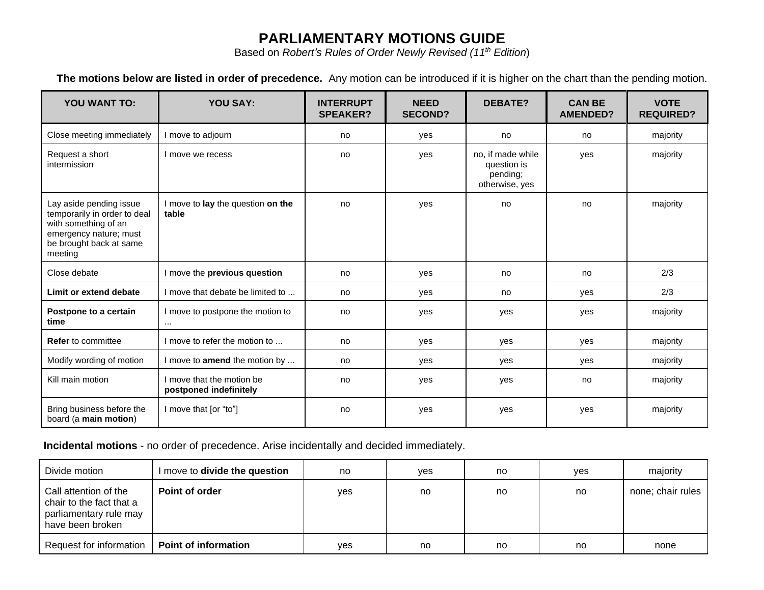# PARLIAMENTARY MOTIONS GUIDE

Based on *Robert's Rules of Order Newly Revised (11th Edition)*

**The motions below are listed in order of precedence.** Any motion can be introduced if it is higher on the chart than the pending motion.

| YOU WANT TO: | YOU SAY: | INTERRUPT SPEAKER? | NEED SECOND? | DEBATE? | CAN BE AMENDED? | VOTE REQUIRED? |
|---|---|---|---|---|---|---|
| Close meeting immediately | I move to adjourn | no | yes | no | no | majority |
| Request a short intermission | I move we recess | no | yes | no, if made while question is pending; otherwise, yes | yes | majority |
| Lay aside pending issue temporarily in order to deal with something of an emergency nature; must be brought back at same meeting | I move to **lay** the question **on the table** | no | yes | no | no | majority |
| Close debate | I move the **previous question** | no | yes | no | no | 2/3 |
| **Limit or extend debate** | I move that debate be limited to ... | no | yes | no | yes | 2/3 |
| **Postpone to a certain time** | I move to postpone the motion to ... | no | yes | yes | yes | majority |
| **Refer** to committee | I move to refer the motion to ... | no | yes | yes | yes | majority |
| Modify wording of motion | I move to **amend** the motion by ... | no | yes | yes | yes | majority |
| Kill main motion | I move that the motion be **postponed indefinitely** | no | yes | yes | no | majority |
| Bring business before the board (a **main motion**) | I move that [or "to"] | no | yes | yes | yes | majority |

**Incidental motions** - no order of precedence. Arise incidentally and decided immediately.

| YOU WANT TO: | YOU SAY: | INTERRUPT SPEAKER? | NEED SECOND? | DEBATE? | CAN BE AMENDED? | VOTE REQUIRED? |
|---|---|---|---|---|---|---|
| Divide motion | I move to **divide the question** | no | yes | no | yes | majority |
| Call attention of the chair to the fact that a parliamentary rule may have been broken | **Point of order** | yes | no | no | no | none; chair rules |
| Request for information | **Point of information** | yes | no | no | no | none |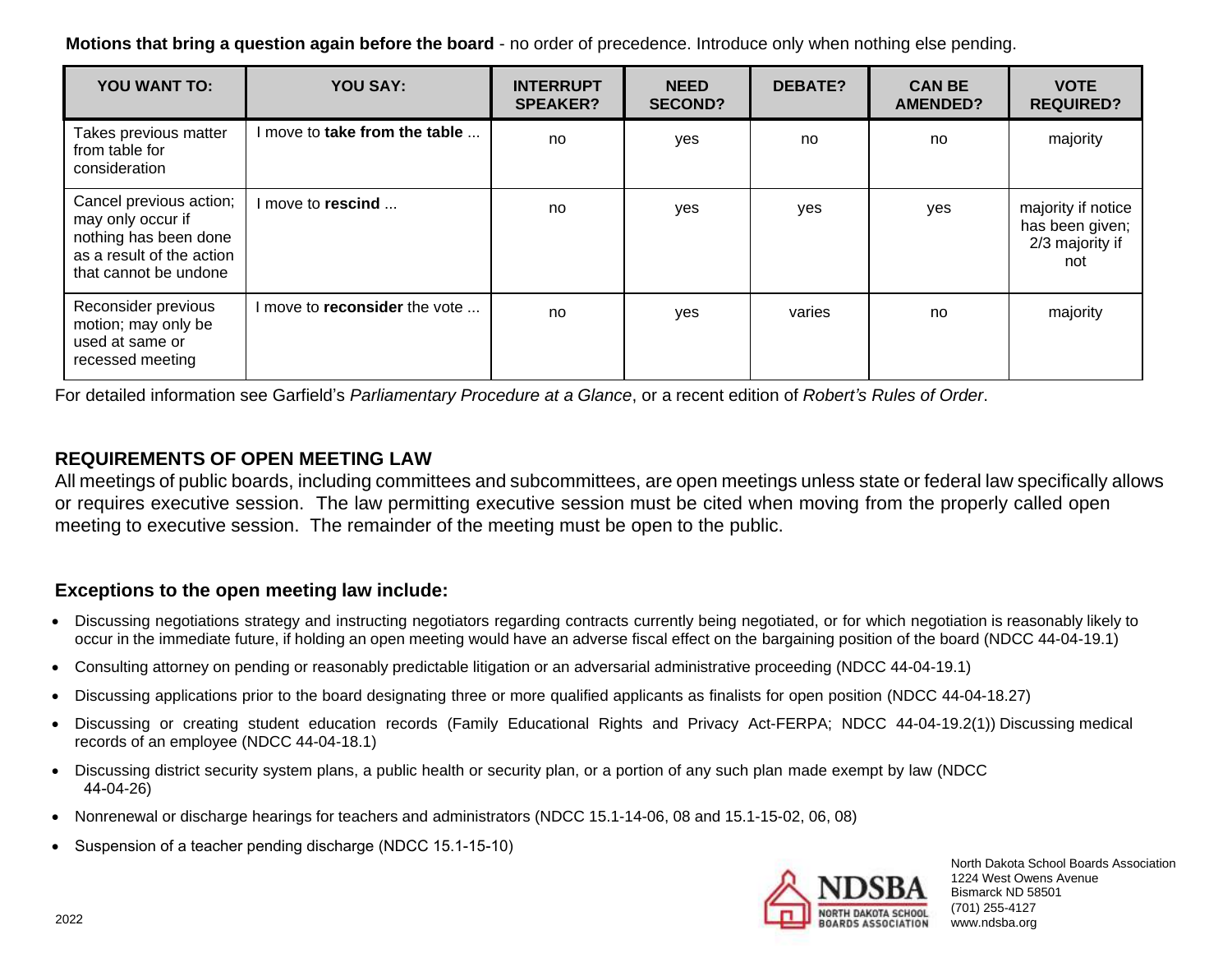**Motions that bring a question again before the board** - no order of precedence. Introduce only when nothing else pending.

| YOU WANT TO: | YOU SAY: | INTERRUPT SPEAKER? | NEED SECOND? | DEBATE? | CAN BE AMENDED? | VOTE REQUIRED? |
|---|---|---|---|---|---|---|
| Takes previous matter from table for consideration | I move to **take from the table** ... | no | yes | no | no | majority |
| Cancel previous action; may only occur if nothing has been done as a result of the action that cannot be undone | I move to **rescind** ... | no | yes | yes | yes | majority if notice has been given; 2/3 majority if not |
| Reconsider previous motion; may only be used at same or recessed meeting | I move to **reconsider** the vote ... | no | yes | varies | no | majority |

For detailed information see Garfield's *Parliamentary Procedure at a Glance*, or a recent edition of *Robert's Rules of Order*.

## REQUIREMENTS OF OPEN MEETING LAW

All meetings of public boards, including committees and subcommittees, are open meetings unless state or federal law specifically allows or requires executive session. The law permitting executive session must be cited when moving from the properly called open meeting to executive session. The remainder of the meeting must be open to the public.

### Exceptions to the open meeting law include:

- Discussing negotiations strategy and instructing negotiators regarding contracts currently being negotiated, or for which negotiation is reasonably likely to occur in the immediate future, if holding an open meeting would have an adverse fiscal effect on the bargaining position of the board (NDCC 44-04-19.1)
- Consulting attorney on pending or reasonably predictable litigation or an adversarial administrative proceeding (NDCC 44-04-19.1)
- Discussing applications prior to the board designating three or more qualified applicants as finalists for open position (NDCC 44-04-18.27)
- Discussing or creating student education records (Family Educational Rights and Privacy Act-FERPA; NDCC 44-04-19.2(1)) Discussing medical records of an employee (NDCC 44-04-18.1)
- Discussing district security system plans, a public health or security plan, or a portion of any such plan made exempt by law (NDCC 44-04-26)
- Nonrenewal or discharge hearings for teachers and administrators (NDCC 15.1-14-06, 08 and 15.1-15-02, 06, 08)
- Suspension of a teacher pending discharge (NDCC 15.1-15-10)

2022

NDSBA
NORTH DAKOTA SCHOOL BOARDS ASSOCIATION

North Dakota School Boards Association
1224 West Owens Avenue
Bismarck ND 58501
(701) 255-4127
www.ndsba.org